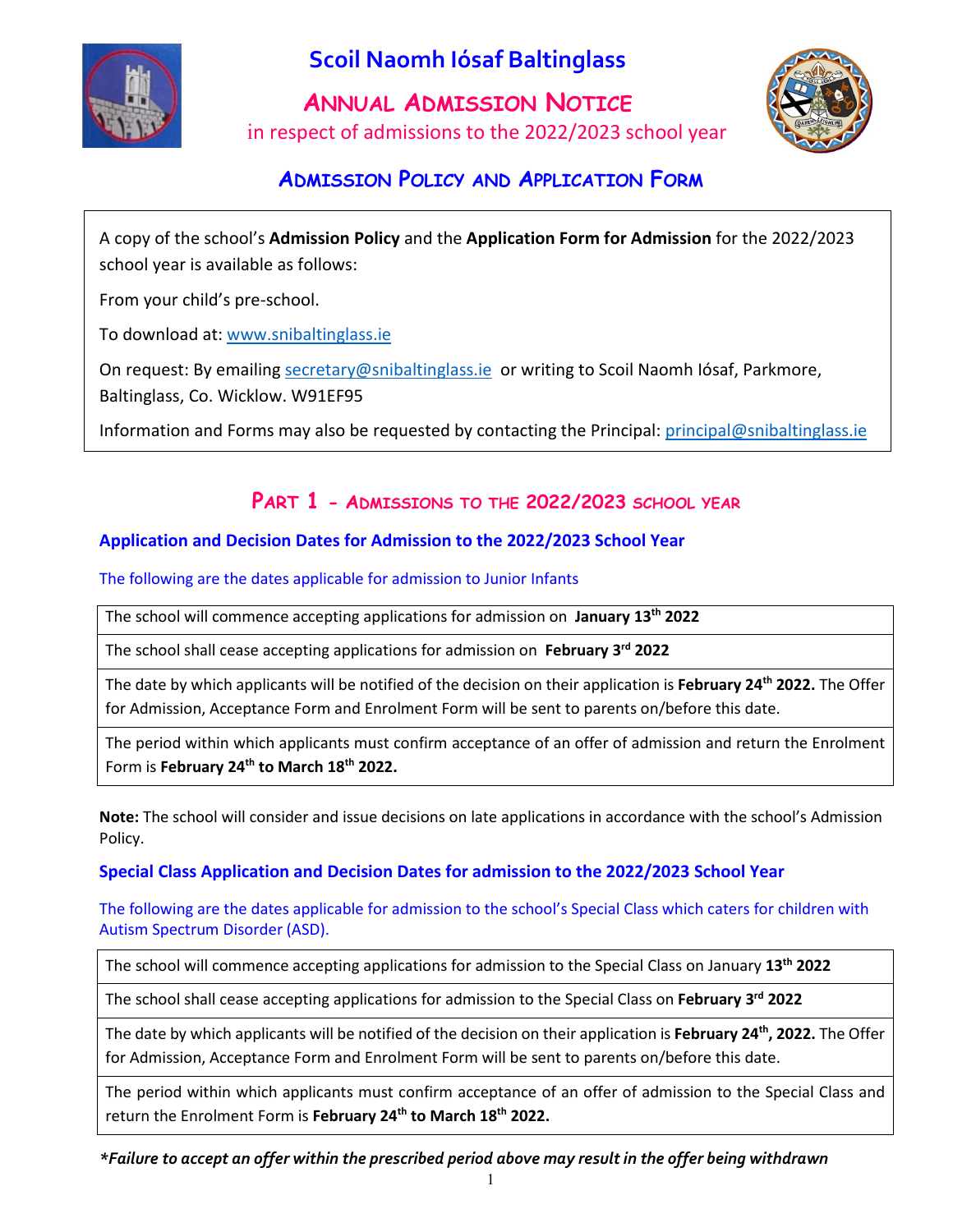# Scoil Naomh Iósaf Baltinglass

## Annual Admission Notice

in respect of admissions to the 2022/2023 school year

## Admission Policy and Application Form

A copy of the school's **Admission Policy** and the **Application Form for Admission** for the 2022/2023 school year is available as follows:

From your child's pre-school.

To download at: www.snibaltinglass.ie

On request: By emailing secretary@snibaltinglass.ie or writing to Scoil Naomh Iósaf, Parkmore, Baltinglass, Co. Wicklow. W91EF95

Information and Forms may also be requested by contacting the Principal: principal@snibaltinglass.ie

## Part 1 - Admissions to the 2022/2023 school year

### Application and Decision Dates for Admission to the 2022/2023 School Year

The following are the dates applicable for admission to Junior Infants

| |
|---|
| The school will commence accepting applications for admission on **January 13th 2022** |
| The school shall cease accepting applications for admission on **February 3rd 2022** |
| The date by which applicants will be notified of the decision on their application is **February 24th 2022.** The Offer for Admission, Acceptance Form and Enrolment Form will be sent to parents on/before this date. |
| The period within which applicants must confirm acceptance of an offer of admission and return the Enrolment Form is **February 24th to March 18th 2022.** |

**Note:** The school will consider and issue decisions on late applications in accordance with the school's Admission Policy.

### Special Class Application and Decision Dates for admission to the 2022/2023 School Year

The following are the dates applicable for admission to the school's Special Class which caters for children with Autism Spectrum Disorder (ASD).

| |
|---|
| The school will commence accepting applications for admission to the Special Class on January **13th 2022** |
| The school shall cease accepting applications for admission to the Special Class on **February 3rd 2022** |
| The date by which applicants will be notified of the decision on their application is **February 24th, 2022.** The Offer for Admission, Acceptance Form and Enrolment Form will be sent to parents on/before this date. |
| The period within which applicants must confirm acceptance of an offer of admission to the Special Class and return the Enrolment Form is **February 24th to March 18th 2022.** |

***Failure to accept an offer within the prescribed period above may result in the offer being withdrawn***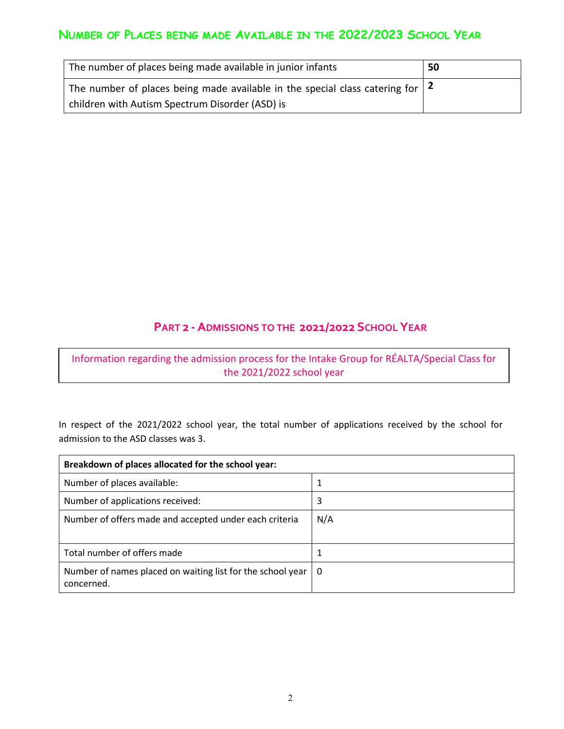## Number of Places being made Available in the 2022/2023 School Year

| | |
|---|---|
| The number of places being made available in junior infants | **50** |
| The number of places being made available in the special class catering for children with Autism Spectrum Disorder (ASD) is | **2** |

## Part 2 - Admissions to the 2021/2022 School Year

Information regarding the admission process for the Intake Group for RÉALTA/Special Class for the 2021/2022 school year

In respect of the 2021/2022 school year, the total number of applications received by the school for admission to the ASD classes was 3.

| **Breakdown of places allocated for the school year:** | |
|---|---|
| Number of places available: | 1 |
| Number of applications received: | 3 |
| Number of offers made and accepted under each criteria | N/A |
| Total number of offers made | 1 |
| Number of names placed on waiting list for the school year concerned. | 0 |